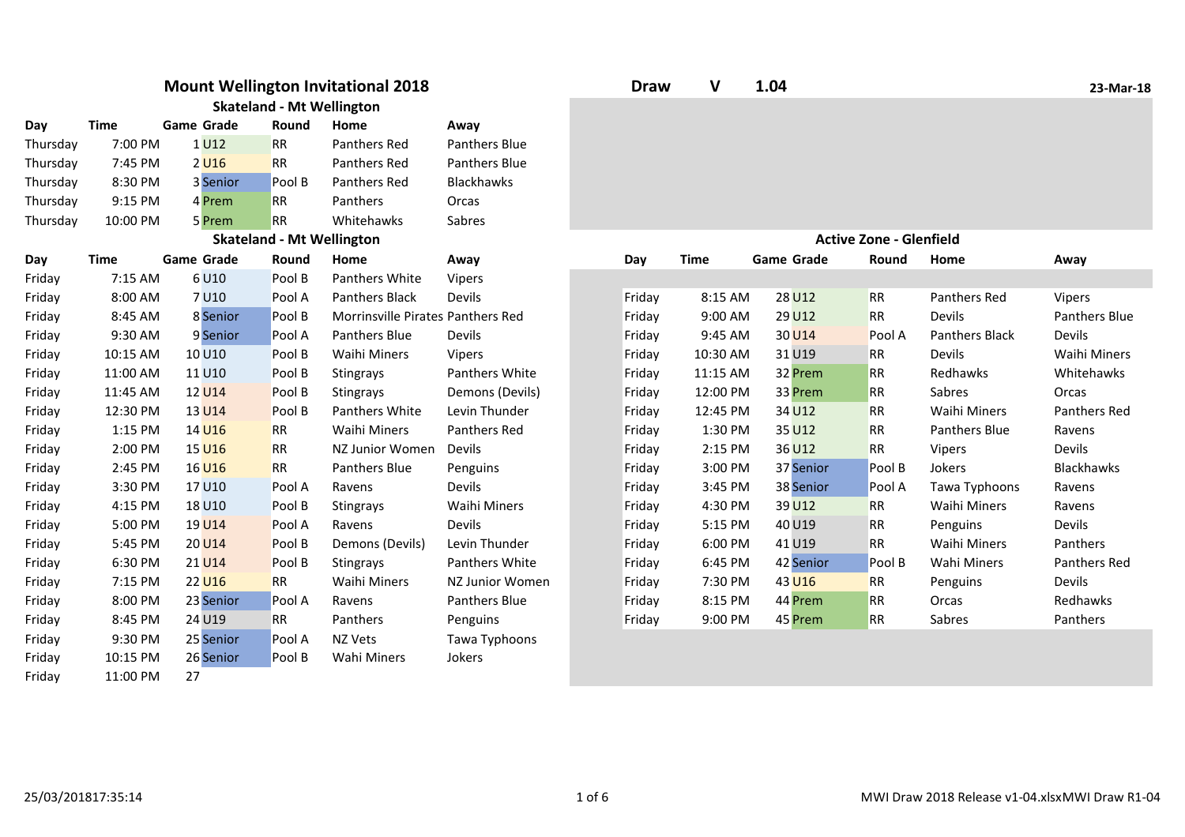# Mount Wellington Invitational 2018

**Draw V 1.04** — **23-Mar-18**

## Skateland - Mt Wellington

| Day | Time | Game | Grade | Round | Home | Away |
|---|---|---|---|---|---|---|
| Thursday | 7:00 PM | 1 | U12 | RR | Panthers Red | Panthers Blue |
| Thursday | 7:45 PM | 2 | U16 | RR | Panthers Red | Panthers Blue |
| Thursday | 8:30 PM | 3 | Senior | Pool B | Panthers Red | Blackhawks |
| Thursday | 9:15 PM | 4 | Prem | RR | Panthers | Orcas |
| Thursday | 10:00 PM | 5 | Prem | RR | Whitehawks | Sabres |

## Skateland - Mt Wellington

| Day | Time | Game | Grade | Round | Home | Away |
|---|---|---|---|---|---|---|
| Friday | 7:15 AM | 6 | U10 | Pool B | Panthers White | Vipers |
| Friday | 8:00 AM | 7 | U10 | Pool A | Panthers Black | Devils |
| Friday | 8:45 AM | 8 | Senior | Pool B | Morrinsville Pirates | Panthers Red |
| Friday | 9:30 AM | 9 | Senior | Pool A | Panthers Blue | Devils |
| Friday | 10:15 AM | 10 | U10 | Pool B | Waihi Miners | Vipers |
| Friday | 11:00 AM | 11 | U10 | Pool B | Stingrays | Panthers White |
| Friday | 11:45 AM | 12 | U14 | Pool B | Stingrays | Demons (Devils) |
| Friday | 12:30 PM | 13 | U14 | Pool B | Panthers White | Levin Thunder |
| Friday | 1:15 PM | 14 | U16 | RR | Waihi Miners | Panthers Red |
| Friday | 2:00 PM | 15 | U16 | RR | NZ Junior Women | Devils |
| Friday | 2:45 PM | 16 | U16 | RR | Panthers Blue | Penguins |
| Friday | 3:30 PM | 17 | U10 | Pool A | Ravens | Devils |
| Friday | 4:15 PM | 18 | U10 | Pool B | Stingrays | Waihi Miners |
| Friday | 5:00 PM | 19 | U14 | Pool A | Ravens | Devils |
| Friday | 5:45 PM | 20 | U14 | Pool B | Demons (Devils) | Levin Thunder |
| Friday | 6:30 PM | 21 | U14 | Pool B | Stingrays | Panthers White |
| Friday | 7:15 PM | 22 | U16 | RR | Waihi Miners | NZ Junior Women |
| Friday | 8:00 PM | 23 | Senior | Pool A | Ravens | Panthers Blue |
| Friday | 8:45 PM | 24 | U19 | RR | Panthers | Penguins |
| Friday | 9:30 PM | 25 | Senior | Pool A | NZ Vets | Tawa Typhoons |
| Friday | 10:15 PM | 26 | Senior | Pool B | Wahi Miners | Jokers |
| Friday | 11:00 PM | 27 | | | | |

## Active Zone - Glenfield

| Day | Time | Game | Grade | Round | Home | Away |
|---|---|---|---|---|---|---|
| Friday | 8:15 AM | 28 | U12 | RR | Panthers Red | Vipers |
| Friday | 9:00 AM | 29 | U12 | RR | Devils | Panthers Blue |
| Friday | 9:45 AM | 30 | U14 | Pool A | Panthers Black | Devils |
| Friday | 10:30 AM | 31 | U19 | RR | Devils | Waihi Miners |
| Friday | 11:15 AM | 32 | Prem | RR | Redhawks | Whitehawks |
| Friday | 12:00 PM | 33 | Prem | RR | Sabres | Orcas |
| Friday | 12:45 PM | 34 | U12 | RR | Waihi Miners | Panthers Red |
| Friday | 1:30 PM | 35 | U12 | RR | Panthers Blue | Ravens |
| Friday | 2:15 PM | 36 | U12 | RR | Vipers | Devils |
| Friday | 3:00 PM | 37 | Senior | Pool B | Jokers | Blackhawks |
| Friday | 3:45 PM | 38 | Senior | Pool A | Tawa Typhoons | Ravens |
| Friday | 4:30 PM | 39 | U12 | RR | Waihi Miners | Ravens |
| Friday | 5:15 PM | 40 | U19 | RR | Penguins | Devils |
| Friday | 6:00 PM | 41 | U19 | RR | Waihi Miners | Panthers |
| Friday | 6:45 PM | 42 | Senior | Pool B | Wahi Miners | Panthers Red |
| Friday | 7:30 PM | 43 | U16 | RR | Penguins | Devils |
| Friday | 8:15 PM | 44 | Prem | RR | Orcas | Redhawks |
| Friday | 9:00 PM | 45 | Prem | RR | Sabres | Panthers |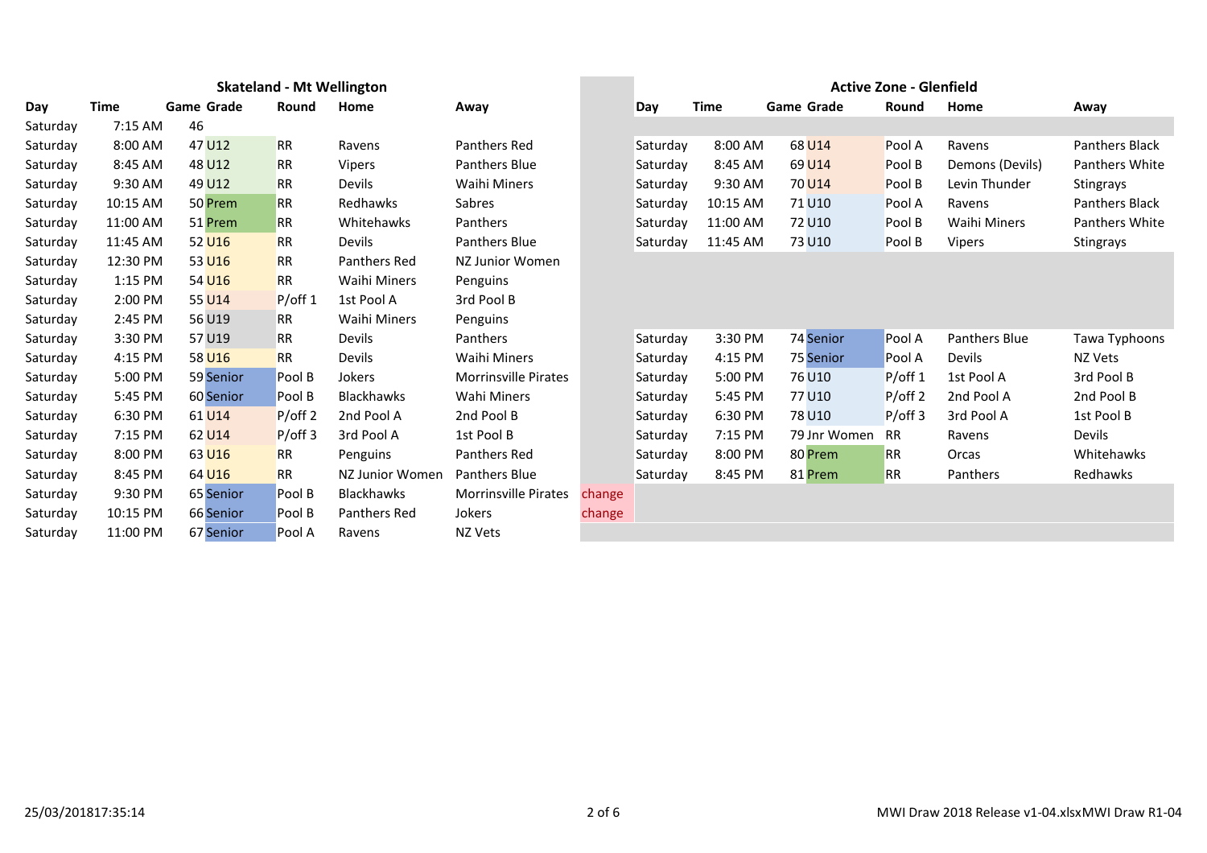## Skateland - Mt Wellington

| Day | Time | Game | Grade | Round | Home | Away | |
|---|---|---|---|---|---|---|---|
| Saturday | 7:15 AM | 46 | | | | | |
| Saturday | 8:00 AM | 47 | U12 | RR | Ravens | Panthers Red | |
| Saturday | 8:45 AM | 48 | U12 | RR | Vipers | Panthers Blue | |
| Saturday | 9:30 AM | 49 | U12 | RR | Devils | Waihi Miners | |
| Saturday | 10:15 AM | 50 | Prem | RR | Redhawks | Sabres | |
| Saturday | 11:00 AM | 51 | Prem | RR | Whitehawks | Panthers | |
| Saturday | 11:45 AM | 52 | U16 | RR | Devils | Panthers Blue | |
| Saturday | 12:30 PM | 53 | U16 | RR | Panthers Red | NZ Junior Women | |
| Saturday | 1:15 PM | 54 | U16 | RR | Waihi Miners | Penguins | |
| Saturday | 2:00 PM | 55 | U14 | P/off 1 | 1st Pool A | 3rd Pool B | |
| Saturday | 2:45 PM | 56 | U19 | RR | Waihi Miners | Penguins | |
| Saturday | 3:30 PM | 57 | U19 | RR | Devils | Panthers | |
| Saturday | 4:15 PM | 58 | U16 | RR | Devils | Waihi Miners | |
| Saturday | 5:00 PM | 59 | Senior | Pool B | Jokers | Morrinsville Pirates | |
| Saturday | 5:45 PM | 60 | Senior | Pool B | Blackhawks | Wahi Miners | |
| Saturday | 6:30 PM | 61 | U14 | P/off 2 | 2nd Pool A | 2nd Pool B | |
| Saturday | 7:15 PM | 62 | U14 | P/off 3 | 3rd Pool A | 1st Pool B | |
| Saturday | 8:00 PM | 63 | U16 | RR | Penguins | Panthers Red | |
| Saturday | 8:45 PM | 64 | U16 | RR | NZ Junior Women | Panthers Blue | |
| Saturday | 9:30 PM | 65 | Senior | Pool B | Blackhawks | Morrinsville Pirates | change |
| Saturday | 10:15 PM | 66 | Senior | Pool B | Panthers Red | Jokers | change |
| Saturday | 11:00 PM | 67 | Senior | Pool A | Ravens | NZ Vets | |

## Active Zone - Glenfield

| Day | Time | Game | Grade | Round | Home | Away |
|---|---|---|---|---|---|---|
| Saturday | 8:00 AM | 68 | U14 | Pool A | Ravens | Panthers Black |
| Saturday | 8:45 AM | 69 | U14 | Pool B | Demons (Devils) | Panthers White |
| Saturday | 9:30 AM | 70 | U14 | Pool B | Levin Thunder | Stingrays |
| Saturday | 10:15 AM | 71 | U10 | Pool A | Ravens | Panthers Black |
| Saturday | 11:00 AM | 72 | U10 | Pool B | Waihi Miners | Panthers White |
| Saturday | 11:45 AM | 73 | U10 | Pool B | Vipers | Stingrays |
| Saturday | 3:30 PM | 74 | Senior | Pool A | Panthers Blue | Tawa Typhoons |
| Saturday | 4:15 PM | 75 | Senior | Pool A | Devils | NZ Vets |
| Saturday | 5:00 PM | 76 | U10 | P/off 1 | 1st Pool A | 3rd Pool B |
| Saturday | 5:45 PM | 77 | U10 | P/off 2 | 2nd Pool A | 2nd Pool B |
| Saturday | 6:30 PM | 78 | U10 | P/off 3 | 3rd Pool A | 1st Pool B |
| Saturday | 7:15 PM | 79 | Jnr Women | RR | Ravens | Devils |
| Saturday | 8:00 PM | 80 | Prem | RR | Orcas | Whitehawks |
| Saturday | 8:45 PM | 81 | Prem | RR | Panthers | Redhawks |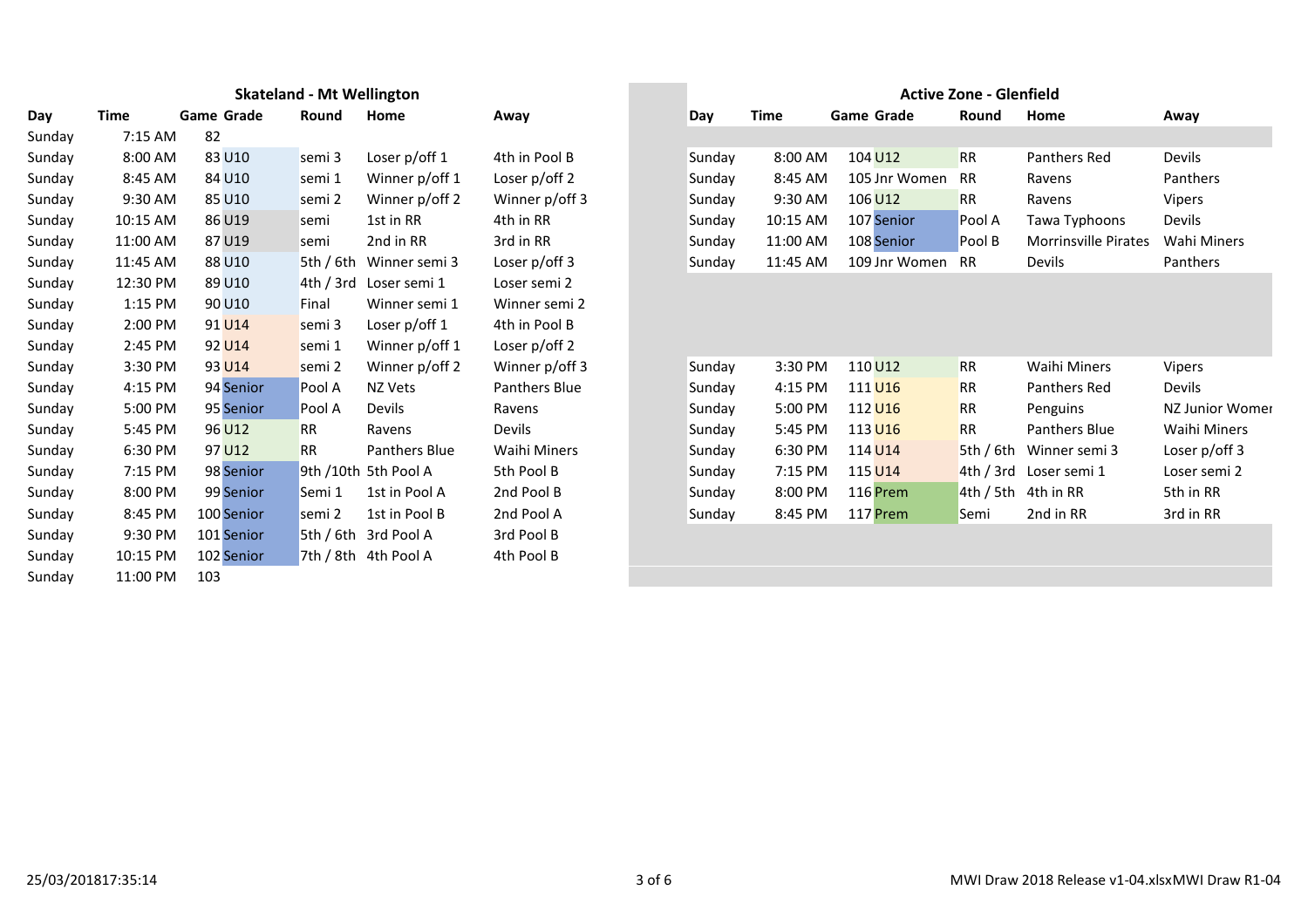## Skateland - Mt Wellington

| Day | Time | Game | Grade | Round | Home | Away |
|---|---|---|---|---|---|---|
| Sunday | 7:15 AM | 82 | | | | |
| Sunday | 8:00 AM | 83 | U10 | semi 3 | Loser p/off 1 | 4th in Pool B |
| Sunday | 8:45 AM | 84 | U10 | semi 1 | Winner p/off 1 | Loser p/off 2 |
| Sunday | 9:30 AM | 85 | U10 | semi 2 | Winner p/off 2 | Winner p/off 3 |
| Sunday | 10:15 AM | 86 | U19 | semi | 1st in RR | 4th in RR |
| Sunday | 11:00 AM | 87 | U19 | semi | 2nd in RR | 3rd in RR |
| Sunday | 11:45 AM | 88 | U10 | 5th / 6th | Winner semi 3 | Loser p/off 3 |
| Sunday | 12:30 PM | 89 | U10 | 4th / 3rd | Loser semi 1 | Loser semi 2 |
| Sunday | 1:15 PM | 90 | U10 | Final | Winner semi 1 | Winner semi 2 |
| Sunday | 2:00 PM | 91 | U14 | semi 3 | Loser p/off 1 | 4th in Pool B |
| Sunday | 2:45 PM | 92 | U14 | semi 1 | Winner p/off 1 | Loser p/off 2 |
| Sunday | 3:30 PM | 93 | U14 | semi 2 | Winner p/off 2 | Winner p/off 3 |
| Sunday | 4:15 PM | 94 | Senior | Pool A | NZ Vets | Panthers Blue |
| Sunday | 5:00 PM | 95 | Senior | Pool A | Devils | Ravens |
| Sunday | 5:45 PM | 96 | U12 | RR | Ravens | Devils |
| Sunday | 6:30 PM | 97 | U12 | RR | Panthers Blue | Waihi Miners |
| Sunday | 7:15 PM | 98 | Senior | 9th /10th | 5th Pool A | 5th Pool B |
| Sunday | 8:00 PM | 99 | Senior | Semi 1 | 1st in Pool A | 2nd Pool B |
| Sunday | 8:45 PM | 100 | Senior | semi 2 | 1st in Pool B | 2nd Pool A |
| Sunday | 9:30 PM | 101 | Senior | 5th / 6th | 3rd Pool A | 3rd Pool B |
| Sunday | 10:15 PM | 102 | Senior | 7th / 8th | 4th Pool A | 4th Pool B |
| Sunday | 11:00 PM | 103 | | | | |

## Active Zone - Glenfield

| Day | Time | Game | Grade | Round | Home | Away |
|---|---|---|---|---|---|---|
| Sunday | 8:00 AM | 104 | U12 | RR | Panthers Red | Devils |
| Sunday | 8:45 AM | 105 | Jnr Women | RR | Ravens | Panthers |
| Sunday | 9:30 AM | 106 | U12 | RR | Ravens | Vipers |
| Sunday | 10:15 AM | 107 | Senior | Pool A | Tawa Typhoons | Devils |
| Sunday | 11:00 AM | 108 | Senior | Pool B | Morrinsville Pirates | Wahi Miners |
| Sunday | 11:45 AM | 109 | Jnr Women | RR | Devils | Panthers |
| Sunday | 3:30 PM | 110 | U12 | RR | Waihi Miners | Vipers |
| Sunday | 4:15 PM | 111 | U16 | RR | Panthers Red | Devils |
| Sunday | 5:00 PM | 112 | U16 | RR | Penguins | NZ Junior Womer |
| Sunday | 5:45 PM | 113 | U16 | RR | Panthers Blue | Waihi Miners |
| Sunday | 6:30 PM | 114 | U14 | 5th / 6th | Winner semi 3 | Loser p/off 3 |
| Sunday | 7:15 PM | 115 | U14 | 4th / 3rd | Loser semi 1 | Loser semi 2 |
| Sunday | 8:00 PM | 116 | Prem | 4th / 5th | 4th in RR | 5th in RR |
| Sunday | 8:45 PM | 117 | Prem | Semi | 2nd in RR | 3rd in RR |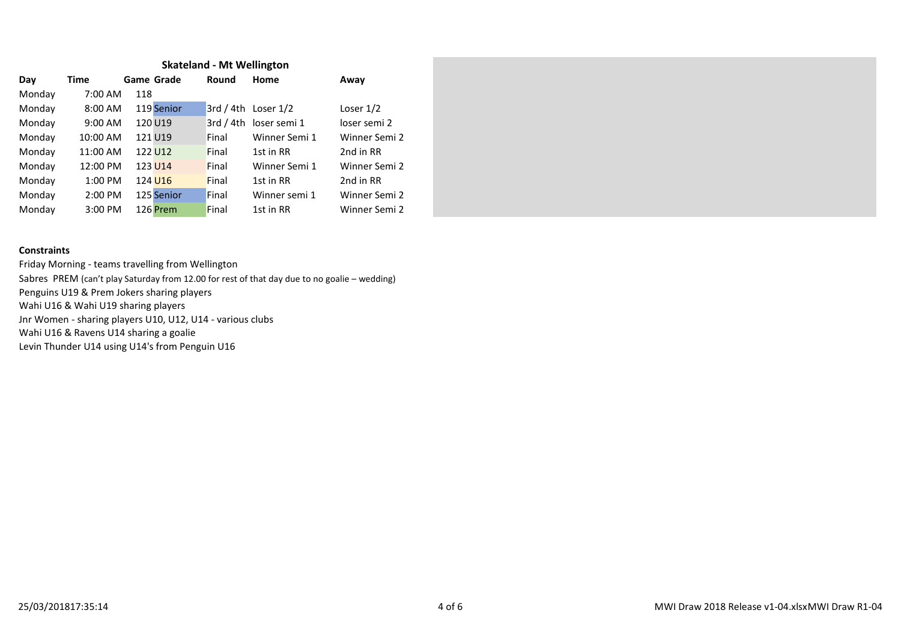## Skateland - Mt Wellington

| Day | Time | Game | Grade | Round | Home | Away |
| --- | --- | --- | --- | --- | --- | --- |
| Monday | 7:00 AM | 118 | | | | |
| Monday | 8:00 AM | 119 | Senior | 3rd / 4th | Loser 1/2 | Loser 1/2 |
| Monday | 9:00 AM | 120 | U19 | 3rd / 4th | loser semi 1 | loser semi 2 |
| Monday | 10:00 AM | 121 | U19 | Final | Winner Semi 1 | Winner Semi 2 |
| Monday | 11:00 AM | 122 | U12 | Final | 1st in RR | 2nd in RR |
| Monday | 12:00 PM | 123 | U14 | Final | Winner Semi 1 | Winner Semi 2 |
| Monday | 1:00 PM | 124 | U16 | Final | 1st in RR | 2nd in RR |
| Monday | 2:00 PM | 125 | Senior | Final | Winner semi 1 | Winner Semi 2 |
| Monday | 3:00 PM | 126 | Prem | Final | 1st in RR | Winner Semi 2 |

**Constraints**

Friday Morning - teams travelling from Wellington

Sabres PREM (can't play Saturday from 12.00 for rest of that day due to no goalie – wedding)

Penguins U19 & Prem Jokers sharing players

Wahi U16 & Wahi U19 sharing players

Jnr Women - sharing players U10, U12, U14 - various clubs

Wahi U16 & Ravens U14 sharing a goalie

Levin Thunder U14 using U14's from Penguin U16